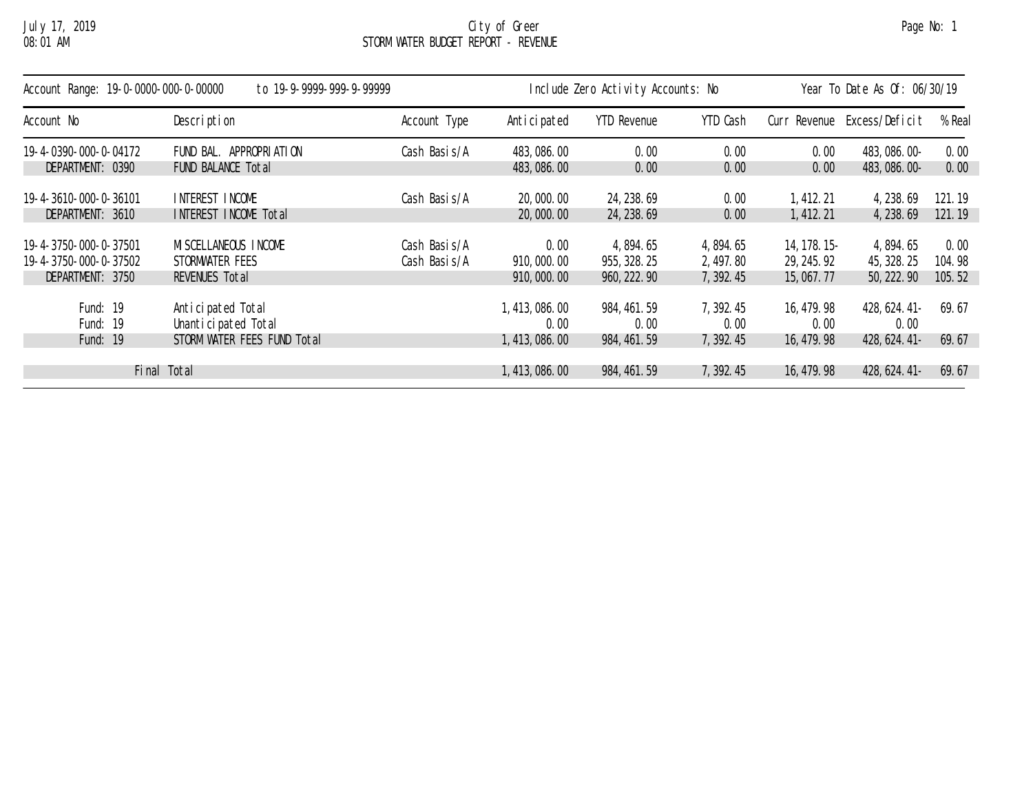City of Greer

STORM WATER BUDGET REPORT - REVENUE

July 17, 2019
08:01 AM

Account Range: 19-0-0000-000-0-00000 to 19-9-9999-999-9-99999 | Include Zero Activity Accounts: No | Year To Date As Of: 06/30/19

| Account No | Description | Account Type | Anticipated | YTD Revenue | YTD Cash | Curr Revenue | Excess/Deficit | % Real |
|---|---|---|---|---|---|---|---|---|
| 19-4-0390-000-0-04172 | FUND BAL. APPROPRIATION | Cash Basis/A | 483,086.00 | 0.00 | 0.00 | 0.00 | 483,086.00- | 0.00 |
| DEPARTMENT: 0390 | FUND BALANCE Total | | 483,086.00 | 0.00 | 0.00 | 0.00 | 483,086.00- | 0.00 |
| 19-4-3610-000-0-36101 | INTEREST INCOME | Cash Basis/A | 20,000.00 | 24,238.69 | 0.00 | 1,412.21 | 4,238.69 | 121.19 |
| DEPARTMENT: 3610 | INTEREST INCOME Total | | 20,000.00 | 24,238.69 | 0.00 | 1,412.21 | 4,238.69 | 121.19 |
| 19-4-3750-000-0-37501 | MISCELLANEOUS INCOME | Cash Basis/A | 0.00 | 4,894.65 | 4,894.65 | 14,178.15- | 4,894.65 | 0.00 |
| 19-4-3750-000-0-37502 | STORMWATER FEES | Cash Basis/A | 910,000.00 | 955,328.25 | 2,497.80 | 29,245.92 | 45,328.25 | 104.98 |
| DEPARTMENT: 3750 | REVENUES Total | | 910,000.00 | 960,222.90 | 7,392.45 | 15,067.77 | 50,222.90 | 105.52 |
| Fund: 19 | Anticipated Total | | 1,413,086.00 | 984,461.59 | 7,392.45 | 16,479.98 | 428,624.41- | 69.67 |
| Fund: 19 | Unanticipated Total | | 0.00 | 0.00 | 0.00 | 0.00 | 0.00 | |
| Fund: 19 | STORM WATER FEES FUND Total | | 1,413,086.00 | 984,461.59 | 7,392.45 | 16,479.98 | 428,624.41- | 69.67 |
| Final Total | | | 1,413,086.00 | 984,461.59 | 7,392.45 | 16,479.98 | 428,624.41- | 69.67 |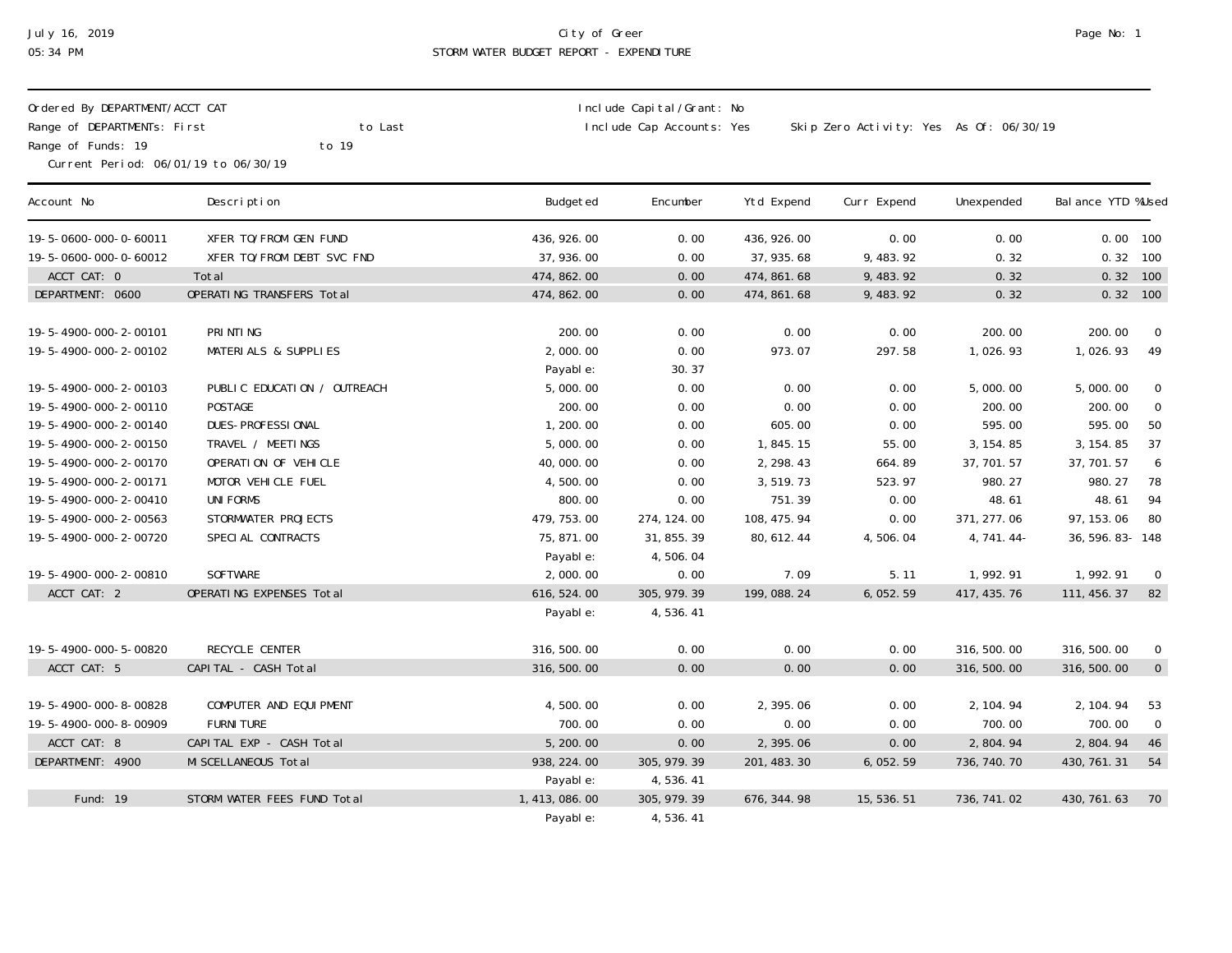# City of Greer

## STORM WATER BUDGET REPORT - EXPENDITURE

July 16, 2019
05:34 PM

Ordered By DEPARTMENT/ACCT CAT
Range of DEPARTMENTs: First to Last
Range of Funds: 19 to 19
Current Period: 06/01/19 to 06/30/19

Include Capital/Grant: No
Include Cap Accounts: Yes
Skip Zero Activity: Yes As Of: 06/30/19

| Account No | Description | Budgeted | Encumber | Ytd Expend | Curr Expend | Unexpended | Balance YTD | %Used |
|---|---|---|---|---|---|---|---|---|
| 19-5-0600-000-0-60011 | XFER TO/FROM GEN FUND | 436,926.00 | 0.00 | 436,926.00 | 0.00 | 0.00 | 0.00 | 100 |
| 19-5-0600-000-0-60012 | XFER TO/FROM DEBT SVC FND | 37,936.00 | 0.00 | 37,935.68 | 9,483.92 | 0.32 | 0.32 | 100 |
| ACCT CAT: 0 | Total | 474,862.00 | 0.00 | 474,861.68 | 9,483.92 | 0.32 | 0.32 | 100 |
| DEPARTMENT: 0600 | OPERATING TRANSFERS Total | 474,862.00 | 0.00 | 474,861.68 | 9,483.92 | 0.32 | 0.32 | 100 |
| 19-5-4900-000-2-00101 | PRINTING | 200.00 | 0.00 | 0.00 | 0.00 | 200.00 | 200.00 | 0 |
| 19-5-4900-000-2-00102 | MATERIALS & SUPPLIES | 2,000.00 | 0.00 | 973.07 | 297.58 | 1,026.93 | 1,026.93 | 49 |
| | | Payable: | 30.37 | | | | | |
| 19-5-4900-000-2-00103 | PUBLIC EDUCATION / OUTREACH | 5,000.00 | 0.00 | 0.00 | 0.00 | 5,000.00 | 5,000.00 | 0 |
| 19-5-4900-000-2-00110 | POSTAGE | 200.00 | 0.00 | 0.00 | 0.00 | 200.00 | 200.00 | 0 |
| 19-5-4900-000-2-00140 | DUES-PROFESSIONAL | 1,200.00 | 0.00 | 605.00 | 0.00 | 595.00 | 595.00 | 50 |
| 19-5-4900-000-2-00150 | TRAVEL / MEETINGS | 5,000.00 | 0.00 | 1,845.15 | 55.00 | 3,154.85 | 3,154.85 | 37 |
| 19-5-4900-000-2-00170 | OPERATION OF VEHICLE | 40,000.00 | 0.00 | 2,298.43 | 664.89 | 37,701.57 | 37,701.57 | 6 |
| 19-5-4900-000-2-00171 | MOTOR VEHICLE FUEL | 4,500.00 | 0.00 | 3,519.73 | 523.97 | 980.27 | 980.27 | 78 |
| 19-5-4900-000-2-00410 | UNIFORMS | 800.00 | 0.00 | 751.39 | 0.00 | 48.61 | 48.61 | 94 |
| 19-5-4900-000-2-00563 | STORMWATER PROJECTS | 479,753.00 | 274,124.00 | 108,475.94 | 0.00 | 371,277.06 | 97,153.06 | 80 |
| 19-5-4900-000-2-00720 | SPECIAL CONTRACTS | 75,871.00 | 31,855.39 | 80,612.44 | 4,506.04 | 4,741.44- | 36,596.83- | 148 |
| | | Payable: | 4,506.04 | | | | | |
| 19-5-4900-000-2-00810 | SOFTWARE | 2,000.00 | 0.00 | 7.09 | 5.11 | 1,992.91 | 1,992.91 | 0 |
| ACCT CAT: 2 | OPERATING EXPENSES Total | 616,524.00 | 305,979.39 | 199,088.24 | 6,052.59 | 417,435.76 | 111,456.37 | 82 |
| | | Payable: | 4,536.41 | | | | | |
| 19-5-4900-000-5-00820 | RECYCLE CENTER | 316,500.00 | 0.00 | 0.00 | 0.00 | 316,500.00 | 316,500.00 | 0 |
| ACCT CAT: 5 | CAPITAL - CASH Total | 316,500.00 | 0.00 | 0.00 | 0.00 | 316,500.00 | 316,500.00 | 0 |
| 19-5-4900-000-8-00828 | COMPUTER AND EQUIPMENT | 4,500.00 | 0.00 | 2,395.06 | 0.00 | 2,104.94 | 2,104.94 | 53 |
| 19-5-4900-000-8-00909 | FURNITURE | 700.00 | 0.00 | 0.00 | 0.00 | 700.00 | 700.00 | 0 |
| ACCT CAT: 8 | CAPITAL EXP - CASH Total | 5,200.00 | 0.00 | 2,395.06 | 0.00 | 2,804.94 | 2,804.94 | 46 |
| DEPARTMENT: 4900 | MISCELLANEOUS Total | 938,224.00 | 305,979.39 | 201,483.30 | 6,052.59 | 736,740.70 | 430,761.31 | 54 |
| | | Payable: | 4,536.41 | | | | | |
| Fund: 19 | STORM WATER FEES FUND Total | 1,413,086.00 | 305,979.39 | 676,344.98 | 15,536.51 | 736,741.02 | 430,761.63 | 70 |
| | | Payable: | 4,536.41 | | | | | |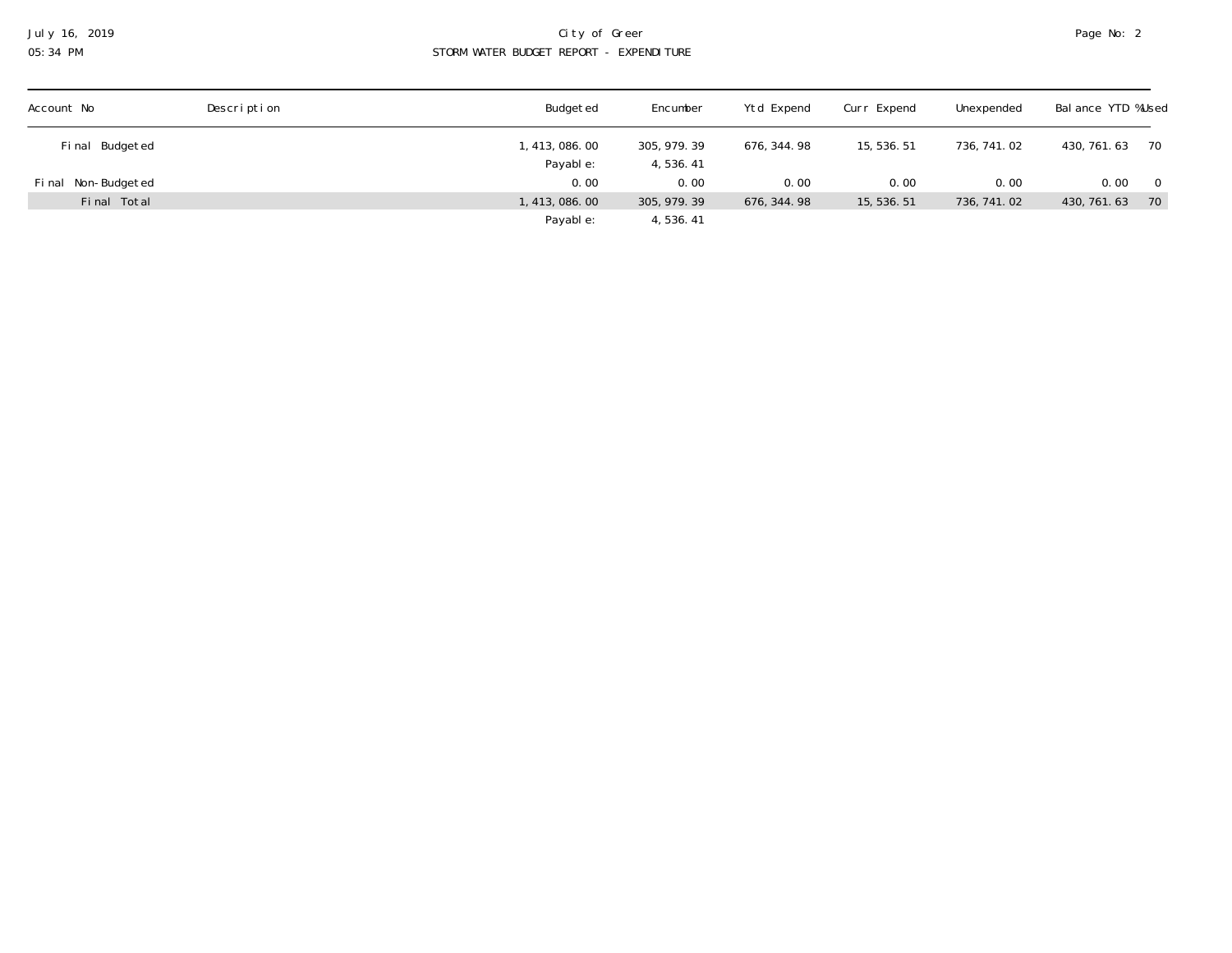| Account No | Description | Budgeted | Encumber | Ytd Expend | Curr Expend | Unexpended | Balance YTD | %Used |
|---|---|---|---|---|---|---|---|---|
| Final Budgeted | | 1,413,086.00 | 305,979.39 | 676,344.98 | 15,536.51 | 736,741.02 | 430,761.63 | 70 |
| | | Payable: | 4,536.41 | | | | | |
| Final Non-Budgeted | | 0.00 | 0.00 | 0.00 | 0.00 | 0.00 | 0.00 | 0 |
| Final Total | | 1,413,086.00 | 305,979.39 | 676,344.98 | 15,536.51 | 736,741.02 | 430,761.63 | 70 |
| | | Payable: | 4,536.41 | | | | | |